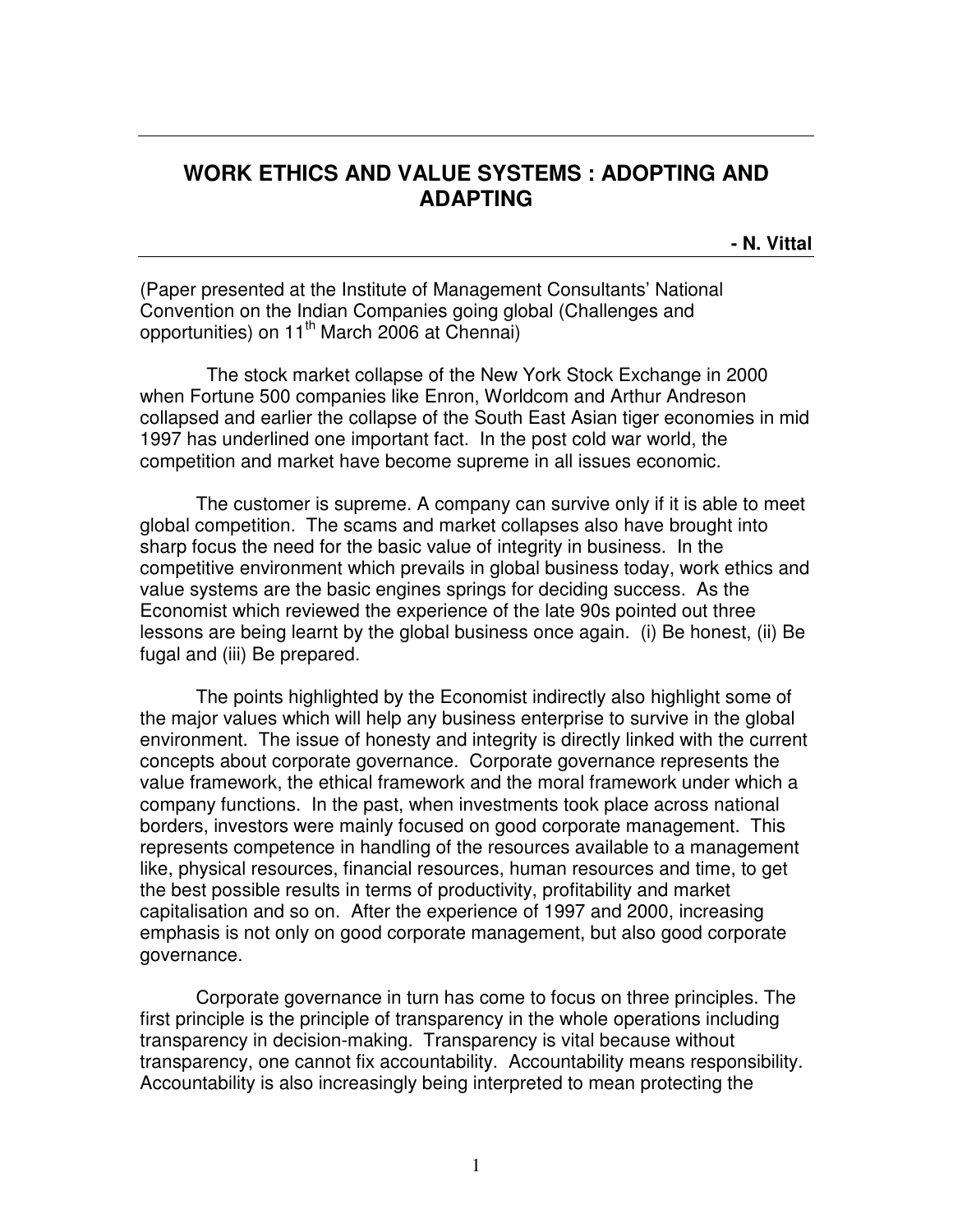# WORK ETHICS AND VALUE SYSTEMS : ADOPTING AND ADAPTING

**- N. Vittal**

(Paper presented at the Institute of Management Consultants' National Convention on the Indian Companies going global (Challenges and opportunities) on 11th March 2006 at Chennai)

The stock market collapse of the New York Stock Exchange in 2000 when Fortune 500 companies like Enron, Worldcom and Arthur Andreson collapsed and earlier the collapse of the South East Asian tiger economies in mid 1997 has underlined one important fact. In the post cold war world, the competition and market have become supreme in all issues economic.

The customer is supreme. A company can survive only if it is able to meet global competition. The scams and market collapses also have brought into sharp focus the need for the basic value of integrity in business. In the competitive environment which prevails in global business today, work ethics and value systems are the basic engines springs for deciding success. As the Economist which reviewed the experience of the late 90s pointed out three lessons are being learnt by the global business once again. (i) Be honest, (ii) Be fugal and (iii) Be prepared.

The points highlighted by the Economist indirectly also highlight some of the major values which will help any business enterprise to survive in the global environment. The issue of honesty and integrity is directly linked with the current concepts about corporate governance. Corporate governance represents the value framework, the ethical framework and the moral framework under which a company functions. In the past, when investments took place across national borders, investors were mainly focused on good corporate management. This represents competence in handling of the resources available to a management like, physical resources, financial resources, human resources and time, to get the best possible results in terms of productivity, profitability and market capitalisation and so on. After the experience of 1997 and 2000, increasing emphasis is not only on good corporate management, but also good corporate governance.

Corporate governance in turn has come to focus on three principles. The first principle is the principle of transparency in the whole operations including transparency in decision-making. Transparency is vital because without transparency, one cannot fix accountability. Accountability means responsibility. Accountability is also increasingly being interpreted to mean protecting the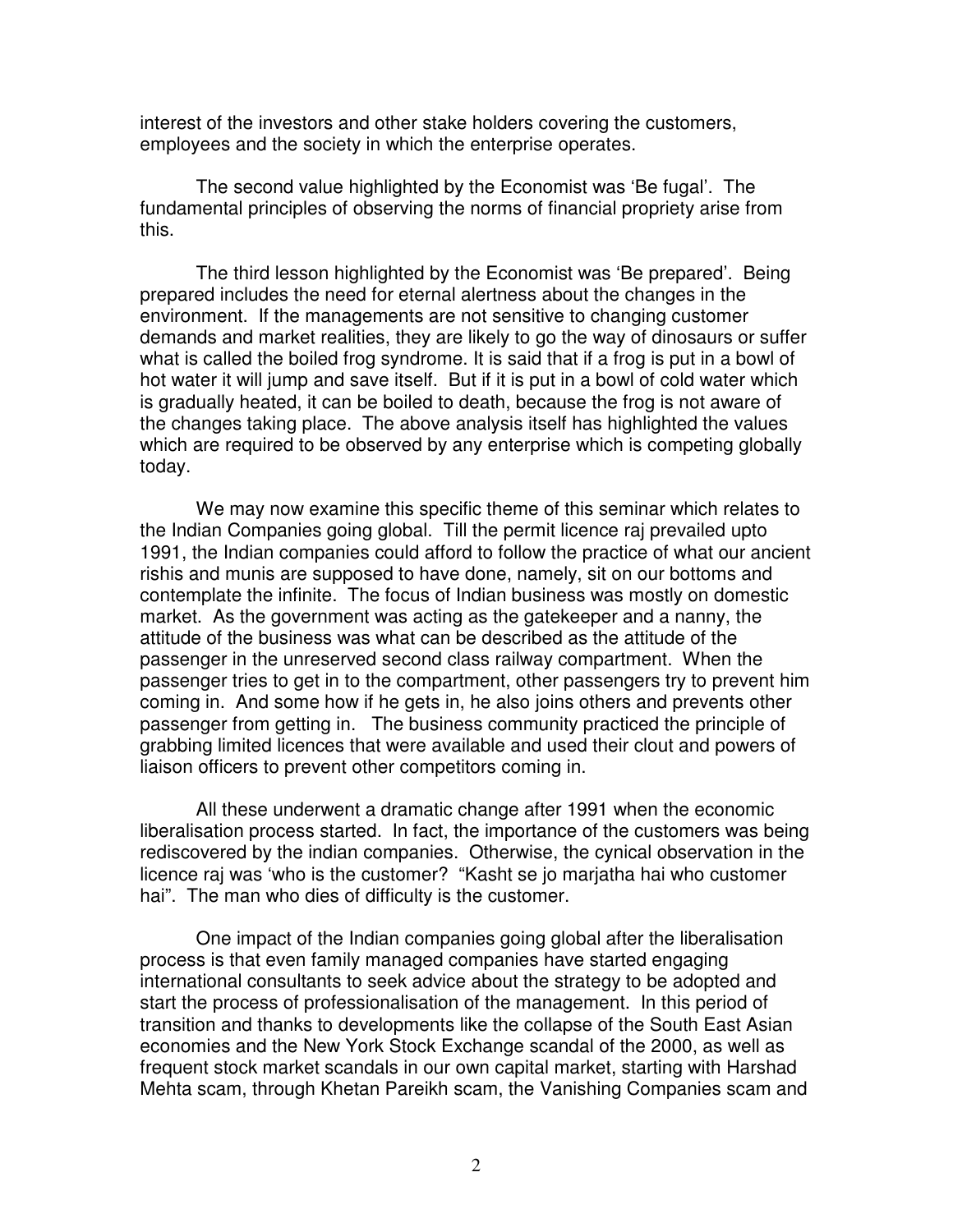interest of the investors and other stake holders covering the customers, employees and the society in which the enterprise operates.

The second value highlighted by the Economist was 'Be fugal'. The fundamental principles of observing the norms of financial propriety arise from this.

The third lesson highlighted by the Economist was 'Be prepared'. Being prepared includes the need for eternal alertness about the changes in the environment. If the managements are not sensitive to changing customer demands and market realities, they are likely to go the way of dinosaurs or suffer what is called the boiled frog syndrome. It is said that if a frog is put in a bowl of hot water it will jump and save itself. But if it is put in a bowl of cold water which is gradually heated, it can be boiled to death, because the frog is not aware of the changes taking place. The above analysis itself has highlighted the values which are required to be observed by any enterprise which is competing globally today.

We may now examine this specific theme of this seminar which relates to the Indian Companies going global. Till the permit licence raj prevailed upto 1991, the Indian companies could afford to follow the practice of what our ancient rishis and munis are supposed to have done, namely, sit on our bottoms and contemplate the infinite. The focus of Indian business was mostly on domestic market. As the government was acting as the gatekeeper and a nanny, the attitude of the business was what can be described as the attitude of the passenger in the unreserved second class railway compartment. When the passenger tries to get in to the compartment, other passengers try to prevent him coming in. And some how if he gets in, he also joins others and prevents other passenger from getting in. The business community practiced the principle of grabbing limited licences that were available and used their clout and powers of liaison officers to prevent other competitors coming in.

All these underwent a dramatic change after 1991 when the economic liberalisation process started. In fact, the importance of the customers was being rediscovered by the indian companies. Otherwise, the cynical observation in the licence raj was 'who is the customer? "Kasht se jo marjatha hai who customer hai". The man who dies of difficulty is the customer.

One impact of the Indian companies going global after the liberalisation process is that even family managed companies have started engaging international consultants to seek advice about the strategy to be adopted and start the process of professionalisation of the management. In this period of transition and thanks to developments like the collapse of the South East Asian economies and the New York Stock Exchange scandal of the 2000, as well as frequent stock market scandals in our own capital market, starting with Harshad Mehta scam, through Khetan Pareikh scam, the Vanishing Companies scam and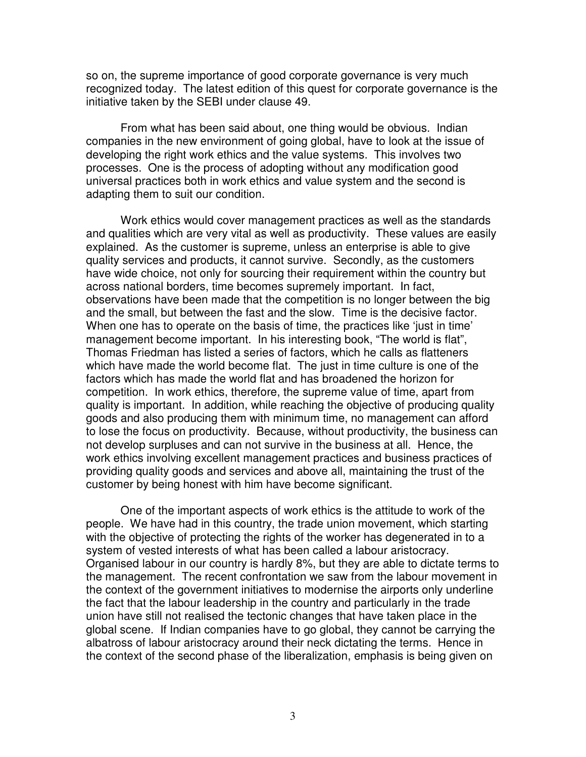so on, the supreme importance of good corporate governance is very much recognized today. The latest edition of this quest for corporate governance is the initiative taken by the SEBI under clause 49.

From what has been said about, one thing would be obvious. Indian companies in the new environment of going global, have to look at the issue of developing the right work ethics and the value systems. This involves two processes. One is the process of adopting without any modification good universal practices both in work ethics and value system and the second is adapting them to suit our condition.

Work ethics would cover management practices as well as the standards and qualities which are very vital as well as productivity. These values are easily explained. As the customer is supreme, unless an enterprise is able to give quality services and products, it cannot survive. Secondly, as the customers have wide choice, not only for sourcing their requirement within the country but across national borders, time becomes supremely important. In fact, observations have been made that the competition is no longer between the big and the small, but between the fast and the slow. Time is the decisive factor. When one has to operate on the basis of time, the practices like 'just in time' management become important. In his interesting book, "The world is flat", Thomas Friedman has listed a series of factors, which he calls as flatteners which have made the world become flat. The just in time culture is one of the factors which has made the world flat and has broadened the horizon for competition. In work ethics, therefore, the supreme value of time, apart from quality is important. In addition, while reaching the objective of producing quality goods and also producing them with minimum time, no management can afford to lose the focus on productivity. Because, without productivity, the business can not develop surpluses and can not survive in the business at all. Hence, the work ethics involving excellent management practices and business practices of providing quality goods and services and above all, maintaining the trust of the customer by being honest with him have become significant.

One of the important aspects of work ethics is the attitude to work of the people. We have had in this country, the trade union movement, which starting with the objective of protecting the rights of the worker has degenerated in to a system of vested interests of what has been called a labour aristocracy. Organised labour in our country is hardly 8%, but they are able to dictate terms to the management. The recent confrontation we saw from the labour movement in the context of the government initiatives to modernise the airports only underline the fact that the labour leadership in the country and particularly in the trade union have still not realised the tectonic changes that have taken place in the global scene. If Indian companies have to go global, they cannot be carrying the albatross of labour aristocracy around their neck dictating the terms. Hence in the context of the second phase of the liberalization, emphasis is being given on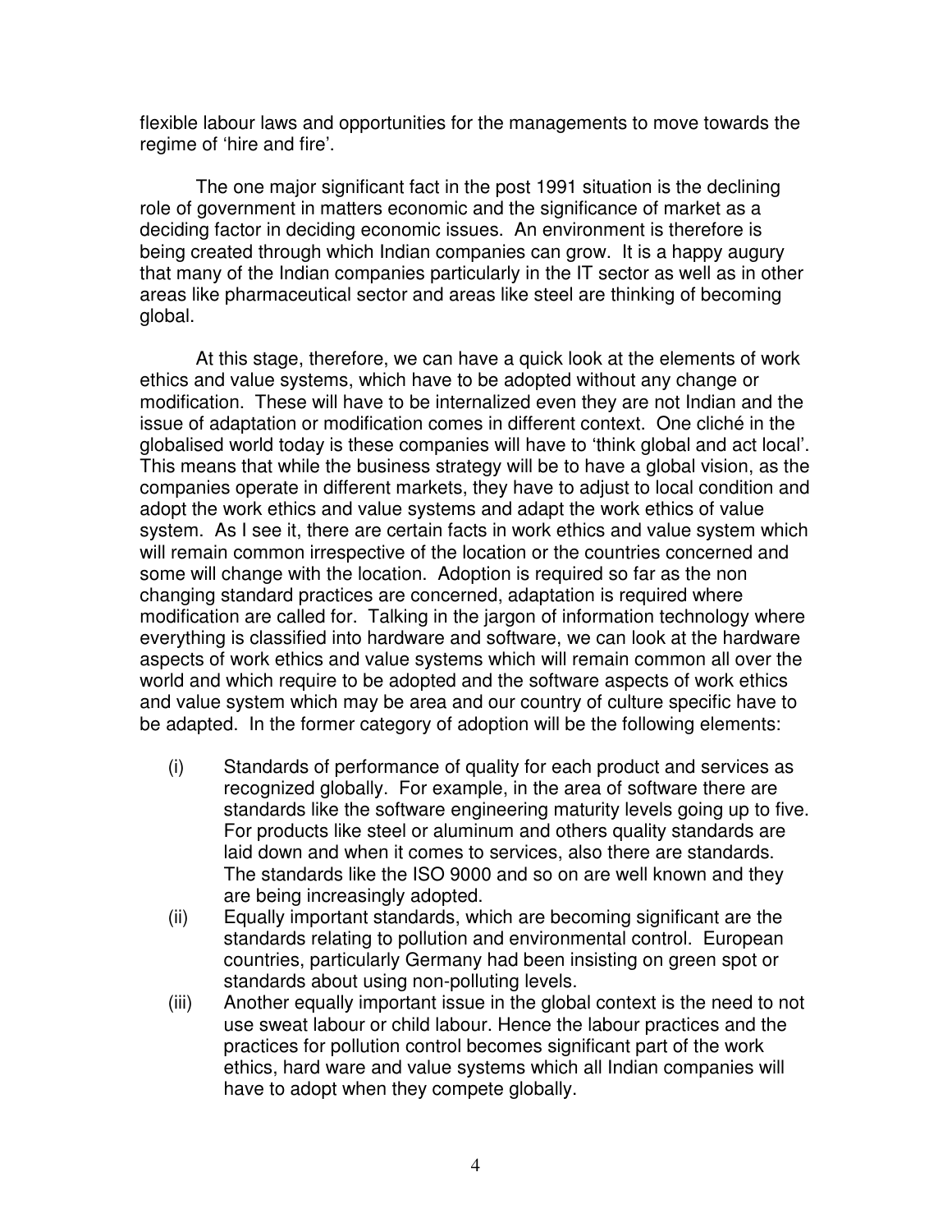flexible labour laws and opportunities for the managements to move towards the regime of 'hire and fire'.

The one major significant fact in the post 1991 situation is the declining role of government in matters economic and the significance of market as a deciding factor in deciding economic issues. An environment is therefore is being created through which Indian companies can grow. It is a happy augury that many of the Indian companies particularly in the IT sector as well as in other areas like pharmaceutical sector and areas like steel are thinking of becoming global.

At this stage, therefore, we can have a quick look at the elements of work ethics and value systems, which have to be adopted without any change or modification. These will have to be internalized even they are not Indian and the issue of adaptation or modification comes in different context. One cliché in the globalised world today is these companies will have to 'think global and act local'. This means that while the business strategy will be to have a global vision, as the companies operate in different markets, they have to adjust to local condition and adopt the work ethics and value systems and adapt the work ethics of value system. As I see it, there are certain facts in work ethics and value system which will remain common irrespective of the location or the countries concerned and some will change with the location. Adoption is required so far as the non changing standard practices are concerned, adaptation is required where modification are called for. Talking in the jargon of information technology where everything is classified into hardware and software, we can look at the hardware aspects of work ethics and value systems which will remain common all over the world and which require to be adopted and the software aspects of work ethics and value system which may be area and our country of culture specific have to be adapted. In the former category of adoption will be the following elements:

(i) Standards of performance of quality for each product and services as recognized globally. For example, in the area of software there are standards like the software engineering maturity levels going up to five. For products like steel or aluminum and others quality standards are laid down and when it comes to services, also there are standards. The standards like the ISO 9000 and so on are well known and they are being increasingly adopted.

(ii) Equally important standards, which are becoming significant are the standards relating to pollution and environmental control. European countries, particularly Germany had been insisting on green spot or standards about using non-polluting levels.

(iii) Another equally important issue in the global context is the need to not use sweat labour or child labour. Hence the labour practices and the practices for pollution control becomes significant part of the work ethics, hard ware and value systems which all Indian companies will have to adopt when they compete globally.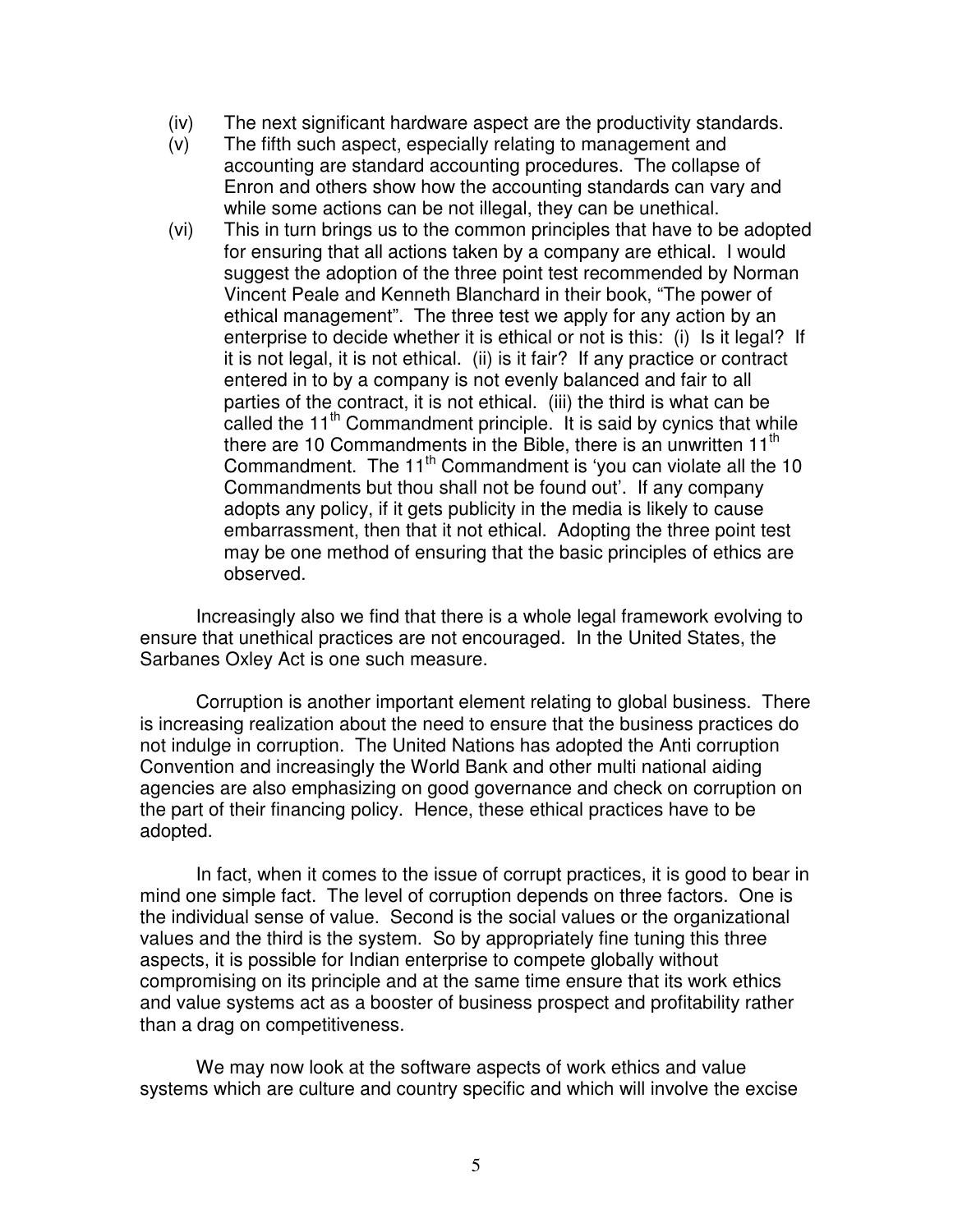(iv) The next significant hardware aspect are the productivity standards.

(v) The fifth such aspect, especially relating to management and accounting are standard accounting procedures. The collapse of Enron and others show how the accounting standards can vary and while some actions can be not illegal, they can be unethical.

(vi) This in turn brings us to the common principles that have to be adopted for ensuring that all actions taken by a company are ethical. I would suggest the adoption of the three point test recommended by Norman Vincent Peale and Kenneth Blanchard in their book, "The power of ethical management". The three test we apply for any action by an enterprise to decide whether it is ethical or not is this: (i) Is it legal? If it is not legal, it is not ethical. (ii) is it fair? If any practice or contract entered in to by a company is not evenly balanced and fair to all parties of the contract, it is not ethical. (iii) the third is what can be called the 11th Commandment principle. It is said by cynics that while there are 10 Commandments in the Bible, there is an unwritten 11th Commandment. The 11th Commandment is 'you can violate all the 10 Commandments but thou shall not be found out'. If any company adopts any policy, if it gets publicity in the media is likely to cause embarrassment, then that it not ethical. Adopting the three point test may be one method of ensuring that the basic principles of ethics are observed.

Increasingly also we find that there is a whole legal framework evolving to ensure that unethical practices are not encouraged. In the United States, the Sarbanes Oxley Act is one such measure.

Corruption is another important element relating to global business. There is increasing realization about the need to ensure that the business practices do not indulge in corruption. The United Nations has adopted the Anti corruption Convention and increasingly the World Bank and other multi national aiding agencies are also emphasizing on good governance and check on corruption on the part of their financing policy. Hence, these ethical practices have to be adopted.

In fact, when it comes to the issue of corrupt practices, it is good to bear in mind one simple fact. The level of corruption depends on three factors. One is the individual sense of value. Second is the social values or the organizational values and the third is the system. So by appropriately fine tuning this three aspects, it is possible for Indian enterprise to compete globally without compromising on its principle and at the same time ensure that its work ethics and value systems act as a booster of business prospect and profitability rather than a drag on competitiveness.

We may now look at the software aspects of work ethics and value systems which are culture and country specific and which will involve the excise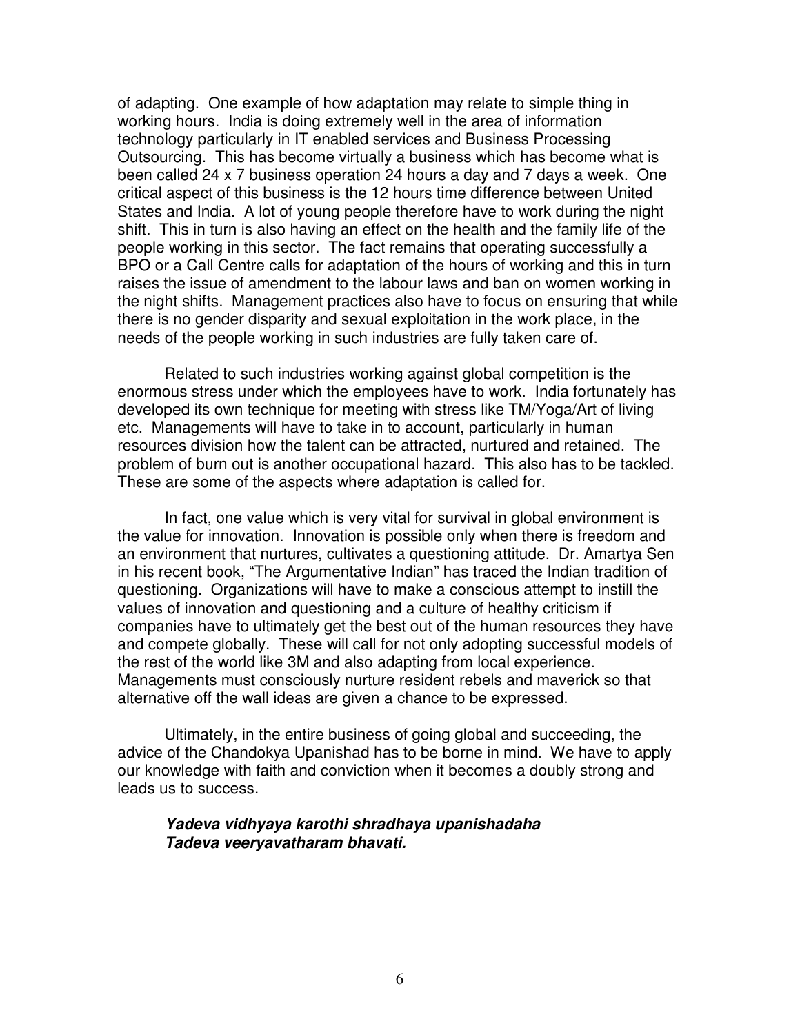of adapting. One example of how adaptation may relate to simple thing in working hours. India is doing extremely well in the area of information technology particularly in IT enabled services and Business Processing Outsourcing. This has become virtually a business which has become what is been called 24 x 7 business operation 24 hours a day and 7 days a week. One critical aspect of this business is the 12 hours time difference between United States and India. A lot of young people therefore have to work during the night shift. This in turn is also having an effect on the health and the family life of the people working in this sector. The fact remains that operating successfully a BPO or a Call Centre calls for adaptation of the hours of working and this in turn raises the issue of amendment to the labour laws and ban on women working in the night shifts. Management practices also have to focus on ensuring that while there is no gender disparity and sexual exploitation in the work place, in the needs of the people working in such industries are fully taken care of.

Related to such industries working against global competition is the enormous stress under which the employees have to work. India fortunately has developed its own technique for meeting with stress like TM/Yoga/Art of living etc. Managements will have to take in to account, particularly in human resources division how the talent can be attracted, nurtured and retained. The problem of burn out is another occupational hazard. This also has to be tackled. These are some of the aspects where adaptation is called for.

In fact, one value which is very vital for survival in global environment is the value for innovation. Innovation is possible only when there is freedom and an environment that nurtures, cultivates a questioning attitude. Dr. Amartya Sen in his recent book, "The Argumentative Indian" has traced the Indian tradition of questioning. Organizations will have to make a conscious attempt to instill the values of innovation and questioning and a culture of healthy criticism if companies have to ultimately get the best out of the human resources they have and compete globally. These will call for not only adopting successful models of the rest of the world like 3M and also adapting from local experience. Managements must consciously nurture resident rebels and maverick so that alternative off the wall ideas are given a chance to be expressed.

Ultimately, in the entire business of going global and succeeding, the advice of the Chandokya Upanishad has to be borne in mind. We have to apply our knowledge with faith and conviction when it becomes a doubly strong and leads us to success.

***Yadeva vidhyaya karothi shradhaya upanishadaha***
***Tadeva veeryavatharam bhavati.***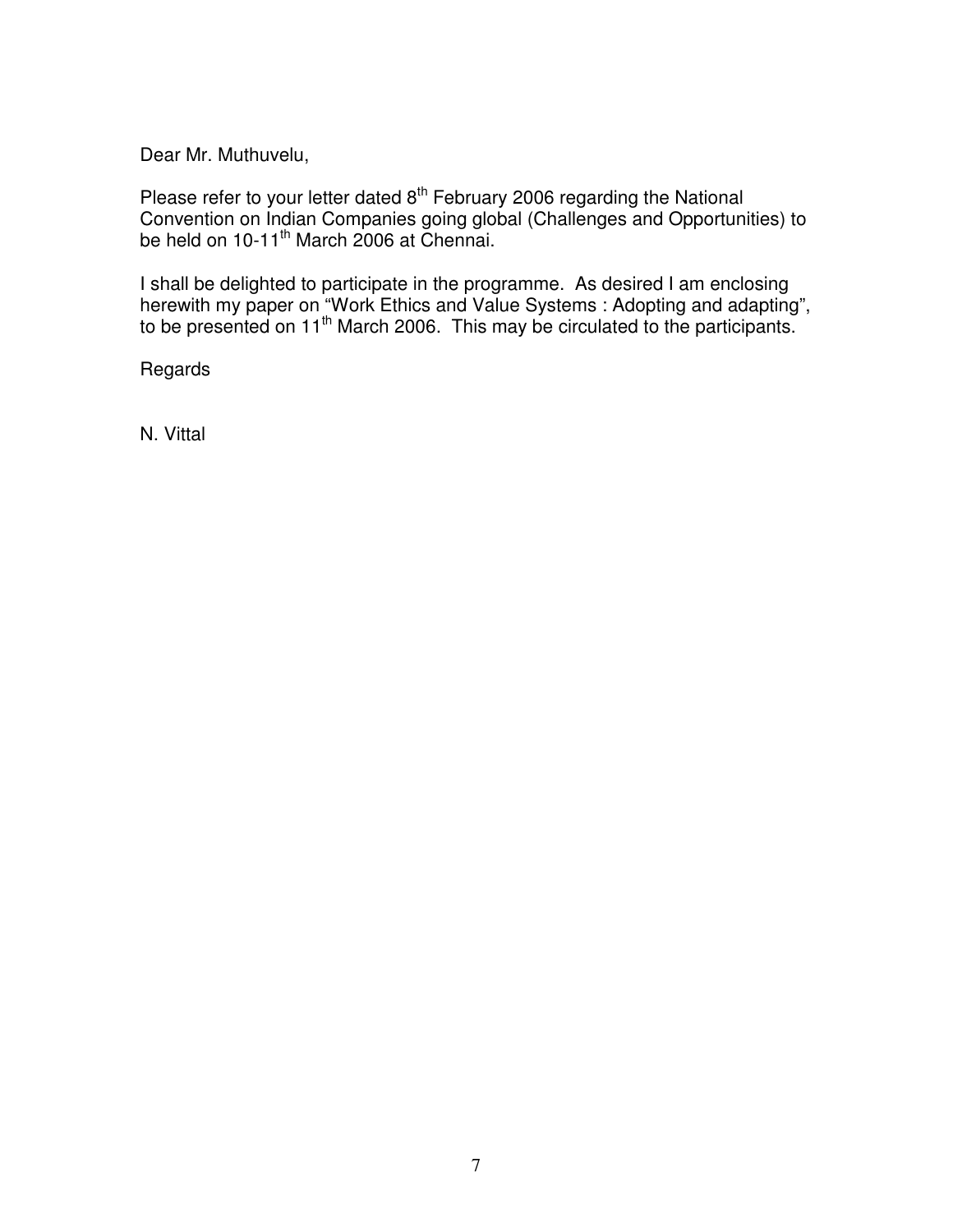Dear Mr. Muthuvelu,

Please refer to your letter dated 8th February 2006 regarding the National Convention on Indian Companies going global (Challenges and Opportunities) to be held on 10-11th March 2006 at Chennai.

I shall be delighted to participate in the programme. As desired I am enclosing herewith my paper on "Work Ethics and Value Systems : Adopting and adapting", to be presented on 11th March 2006. This may be circulated to the participants.

Regards

N. Vittal